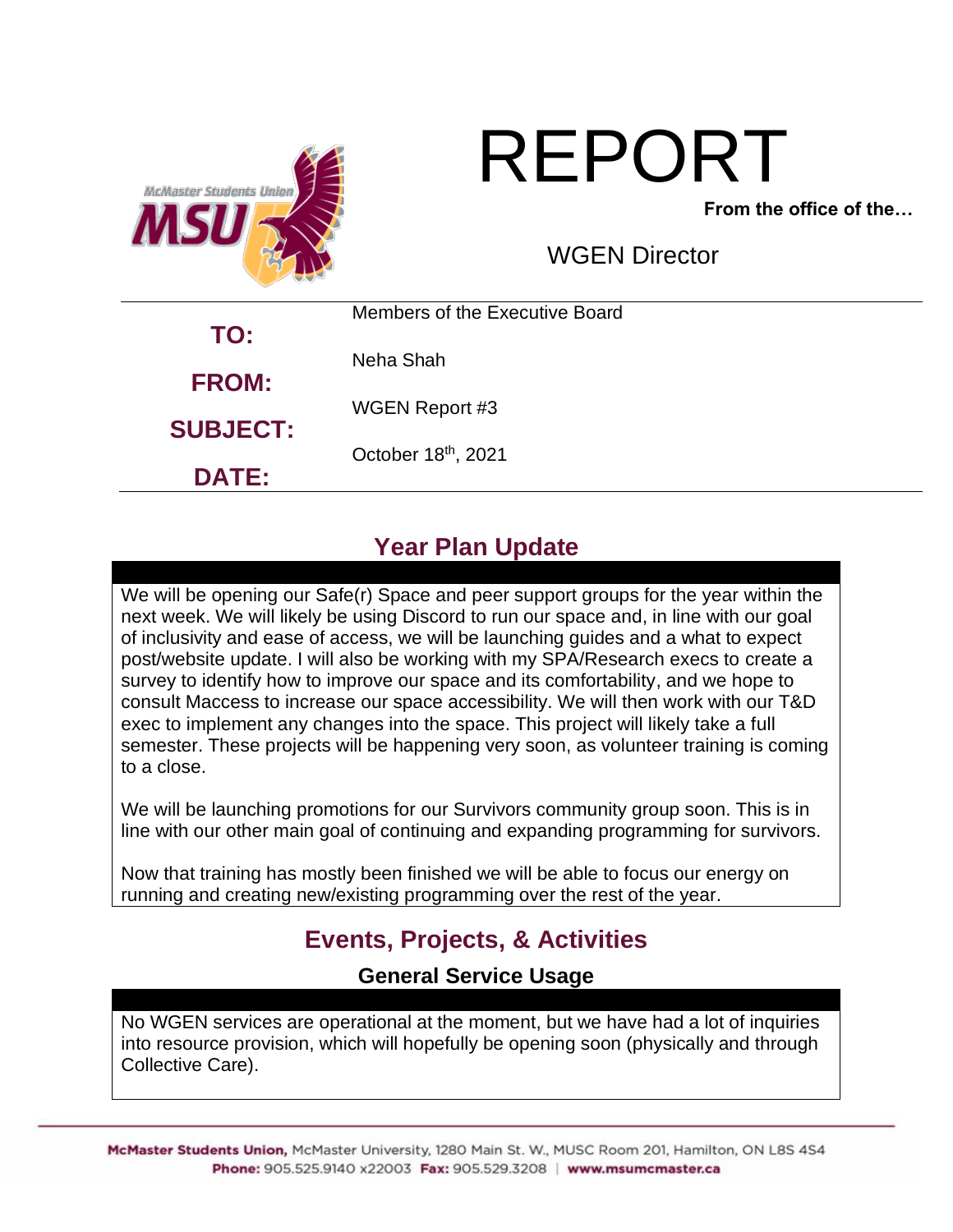# REPORT

**From the office of the…**

WGEN Director

| | |
|---|---|
| **TO:** | Members of the Executive Board |
| **FROM:** | Neha Shah |
| **SUBJECT:** | WGEN Report #3 |
| **DATE:** | October 18th, 2021 |

## Year Plan Update

We will be opening our Safe(r) Space and peer support groups for the year within the next week. We will likely be using Discord to run our space and, in line with our goal of inclusivity and ease of access, we will be launching guides and a what to expect post/website update. I will also be working with my SPA/Research execs to create a survey to identify how to improve our space and its comfortability, and we hope to consult Maccess to increase our space accessibility. We will then work with our T&D exec to implement any changes into the space. This project will likely take a full semester. These projects will be happening very soon, as volunteer training is coming to a close.

We will be launching promotions for our Survivors community group soon. This is in line with our other main goal of continuing and expanding programming for survivors.

Now that training has mostly been finished we will be able to focus our energy on running and creating new/existing programming over the rest of the year.

## Events, Projects, & Activities

### General Service Usage

No WGEN services are operational at the moment, but we have had a lot of inquiries into resource provision, which will hopefully be opening soon (physically and through Collective Care).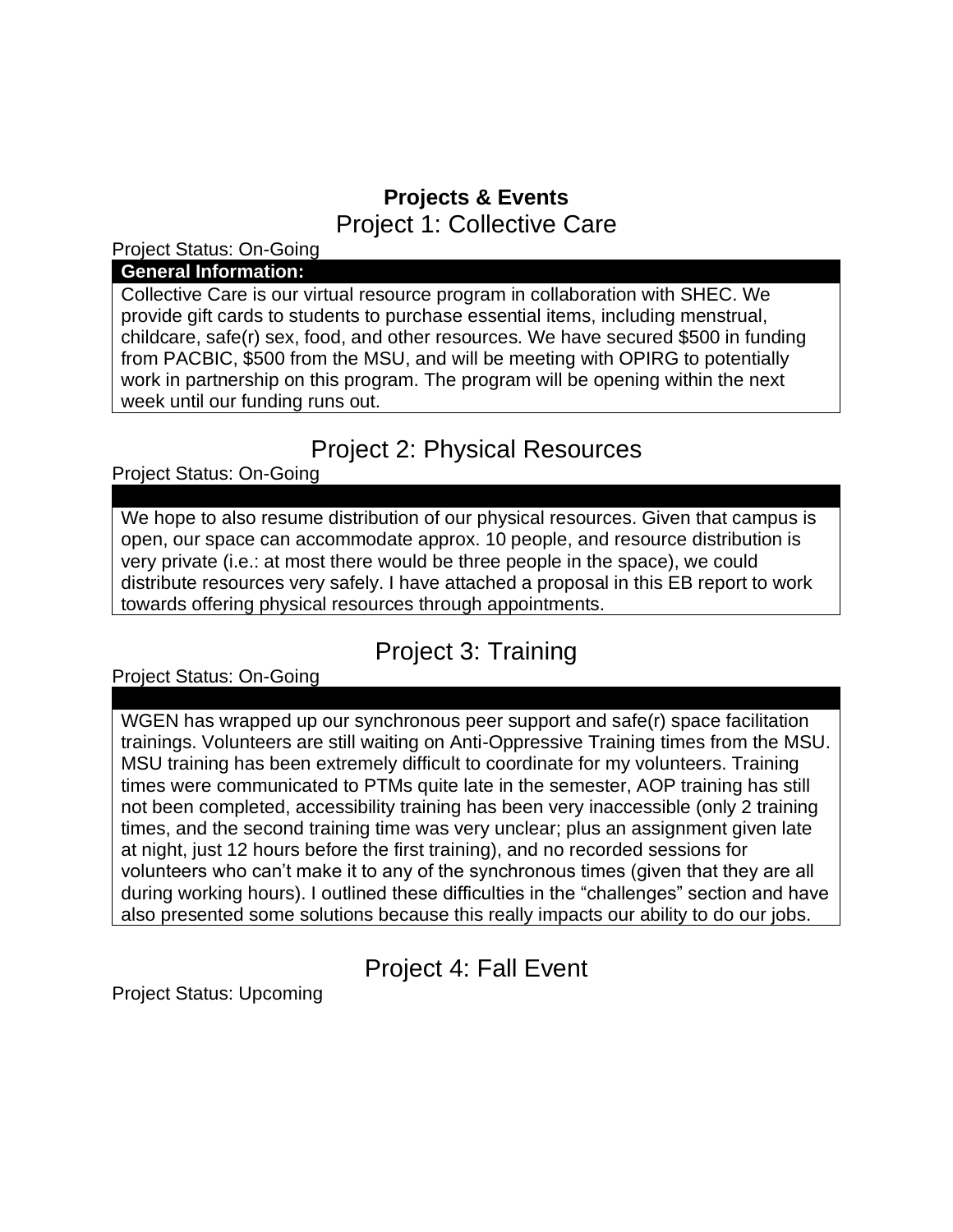# Projects & Events

## Project 1: Collective Care

Project Status: On-Going

**General Information:**

Collective Care is our virtual resource program in collaboration with SHEC. We provide gift cards to students to purchase essential items, including menstrual, childcare, safe(r) sex, food, and other resources. We have secured $500 in funding from PACBIC, $500 from the MSU, and will be meeting with OPIRG to potentially work in partnership on this program. The program will be opening within the next week until our funding runs out.

## Project 2: Physical Resources

Project Status: On-Going

We hope to also resume distribution of our physical resources. Given that campus is open, our space can accommodate approx. 10 people, and resource distribution is very private (i.e.: at most there would be three people in the space), we could distribute resources very safely. I have attached a proposal in this EB report to work towards offering physical resources through appointments.

## Project 3: Training

Project Status: On-Going

WGEN has wrapped up our synchronous peer support and safe(r) space facilitation trainings. Volunteers are still waiting on Anti-Oppressive Training times from the MSU. MSU training has been extremely difficult to coordinate for my volunteers. Training times were communicated to PTMs quite late in the semester, AOP training has still not been completed, accessibility training has been very inaccessible (only 2 training times, and the second training time was very unclear; plus an assignment given late at night, just 12 hours before the first training), and no recorded sessions for volunteers who can't make it to any of the synchronous times (given that they are all during working hours). I outlined these difficulties in the "challenges" section and have also presented some solutions because this really impacts our ability to do our jobs.

## Project 4: Fall Event

Project Status: Upcoming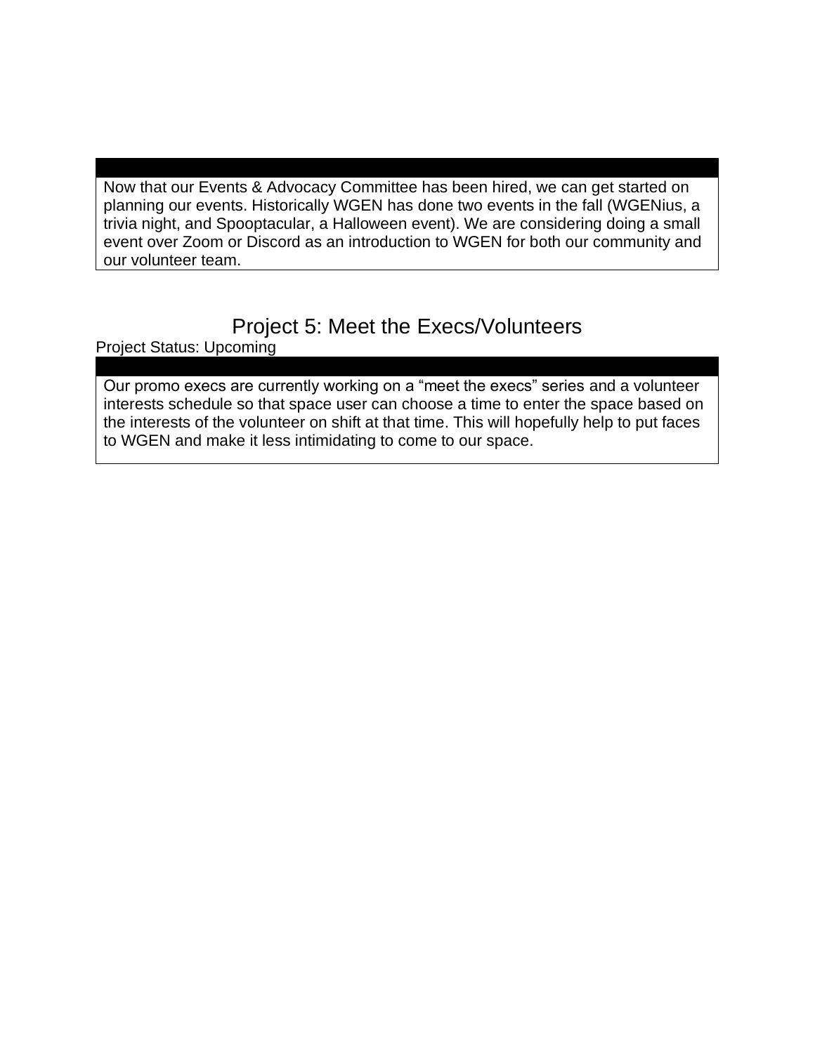Now that our Events & Advocacy Committee has been hired, we can get started on planning our events. Historically WGEN has done two events in the fall (WGENius, a trivia night, and Spooptacular, a Halloween event). We are considering doing a small event over Zoom or Discord as an introduction to WGEN for both our community and our volunteer team.

## Project 5: Meet the Execs/Volunteers

Project Status: Upcoming

Our promo execs are currently working on a “meet the execs” series and a volunteer interests schedule so that space user can choose a time to enter the space based on the interests of the volunteer on shift at that time. This will hopefully help to put faces to WGEN and make it less intimidating to come to our space.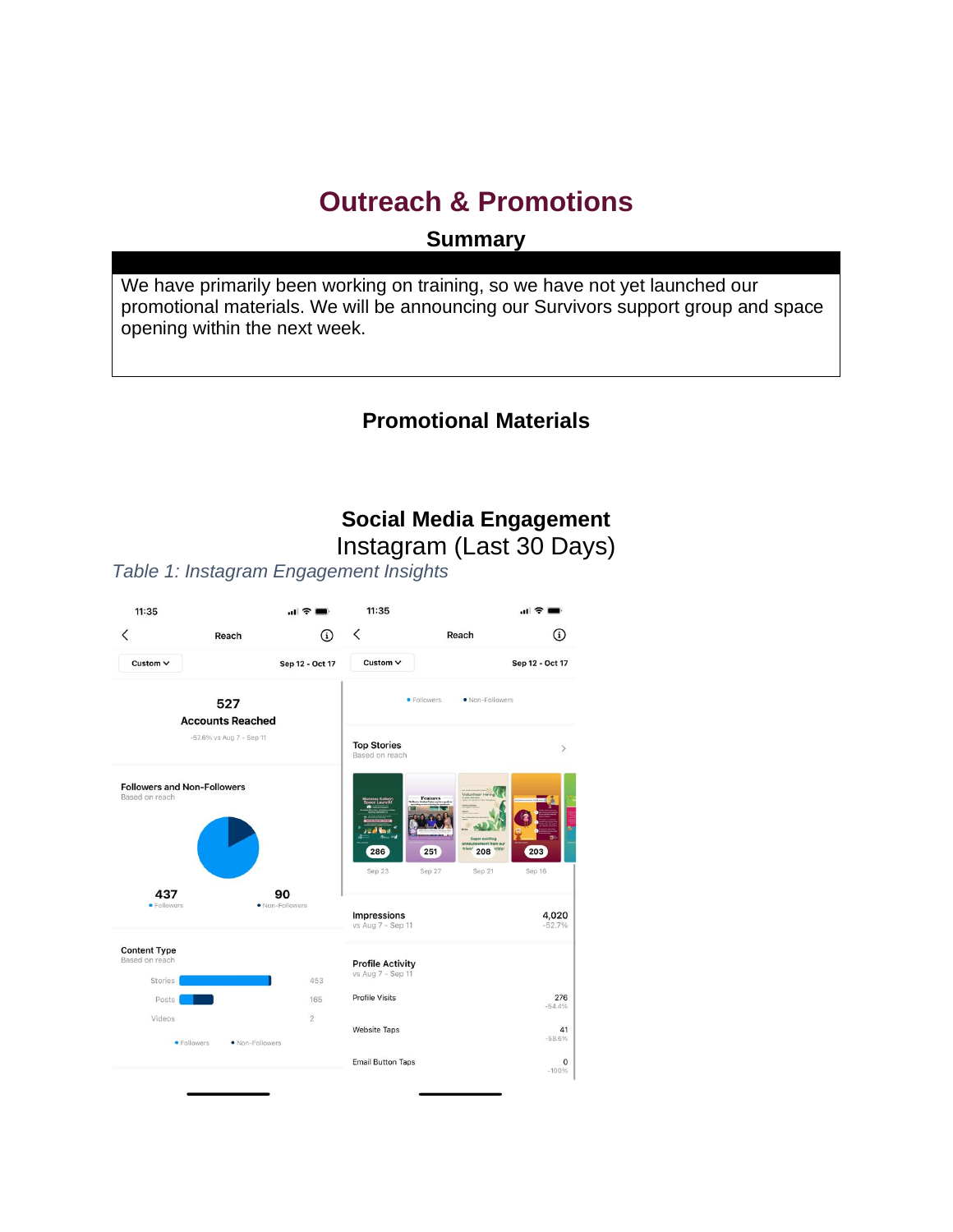# Outreach & Promotions

## Summary

| |
|---|
| We have primarily been working on training, so we have not yet launched our promotional materials. We will be announcing our Survivors support group and space opening within the next week. |

## Promotional Materials

## Social Media Engagement

Instagram (Last 30 Days)

*Table 1: Instagram Engagement Insights*

11:35

Reach

Custom

Sep 12 - Oct 17

527

**Accounts Reached**

-57.6% vs Aug 7 - Sep 11

**Followers and Non-Followers**

Based on reach

437 • Followers

90 • Non-Followers

**Content Type**

Based on reach

| Content Type | Reach |
|---|---|
| Stories | 453 |
| Posts | 165 |
| Videos | 2 |

• Followers • Non-Followers

11:35

Reach

Custom

Sep 12 - Oct 17

• Followers • Non-Followers

**Top Stories**

Based on reach

| Reach | Date |
|---|---|
| 286 | Sep 23 |
| 251 | Sep 27 |
| 208 | Sep 21 |
| 203 | Sep 16 |

| Metric | Value | Change |
|---|---|---|
| Impressions (vs Aug 7 - Sep 11) | 4,020 | -52.7% |

**Profile Activity**

vs Aug 7 - Sep 11

| Metric | Value | Change |
|---|---|---|
| Profile Visits | 276 | -54.4% |
| Website Taps | 41 | -58.6% |
| Email Button Taps | 0 | -100% |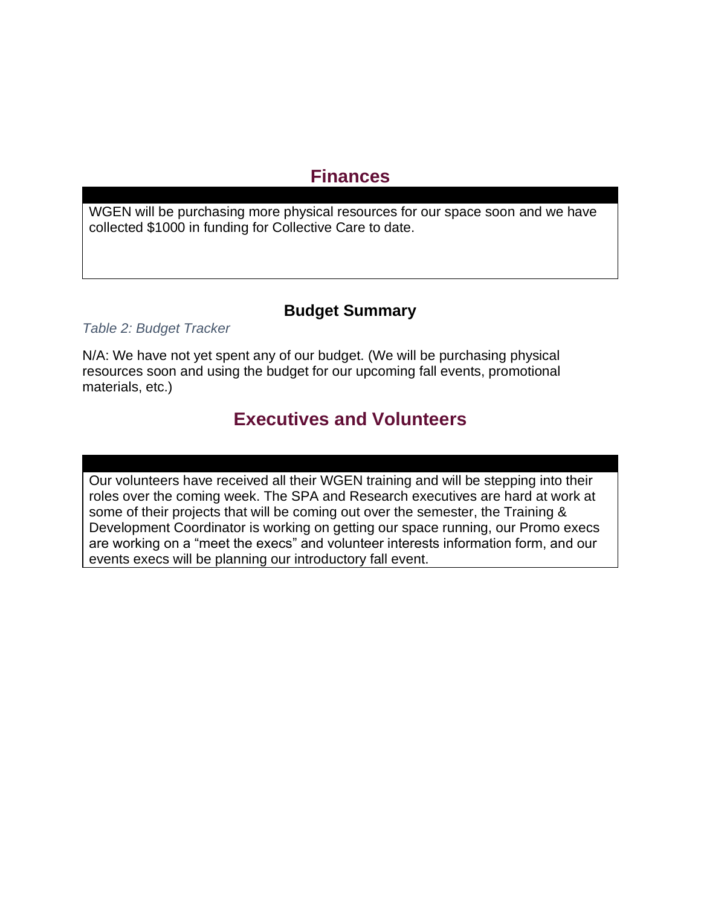## Finances

WGEN will be purchasing more physical resources for our space soon and we have collected $1000 in funding for Collective Care to date.

### Budget Summary

*Table 2: Budget Tracker*

N/A: We have not yet spent any of our budget. (We will be purchasing physical resources soon and using the budget for our upcoming fall events, promotional materials, etc.)

## Executives and Volunteers

Our volunteers have received all their WGEN training and will be stepping into their roles over the coming week. The SPA and Research executives are hard at work at some of their projects that will be coming out over the semester, the Training & Development Coordinator is working on getting our space running, our Promo execs are working on a "meet the execs" and volunteer interests information form, and our events execs will be planning our introductory fall event.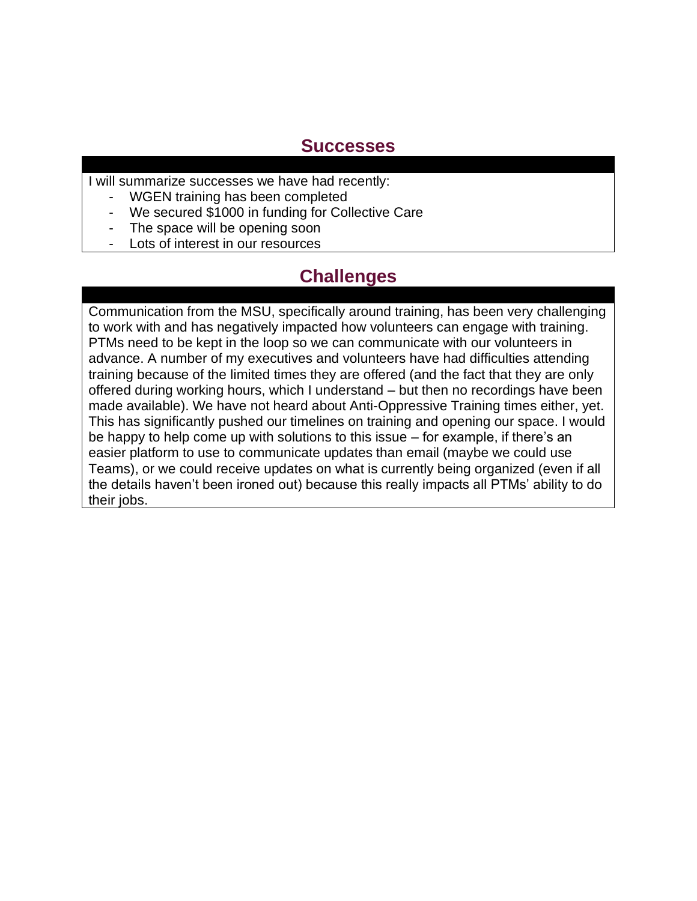## Successes

I will summarize successes we have had recently:

- WGEN training has been completed
- We secured $1000 in funding for Collective Care
- The space will be opening soon
- Lots of interest in our resources

## Challenges

Communication from the MSU, specifically around training, has been very challenging to work with and has negatively impacted how volunteers can engage with training. PTMs need to be kept in the loop so we can communicate with our volunteers in advance. A number of my executives and volunteers have had difficulties attending training because of the limited times they are offered (and the fact that they are only offered during working hours, which I understand – but then no recordings have been made available). We have not heard about Anti-Oppressive Training times either, yet. This has significantly pushed our timelines on training and opening our space. I would be happy to help come up with solutions to this issue – for example, if there's an easier platform to use to communicate updates than email (maybe we could use Teams), or we could receive updates on what is currently being organized (even if all the details haven't been ironed out) because this really impacts all PTMs' ability to do their jobs.